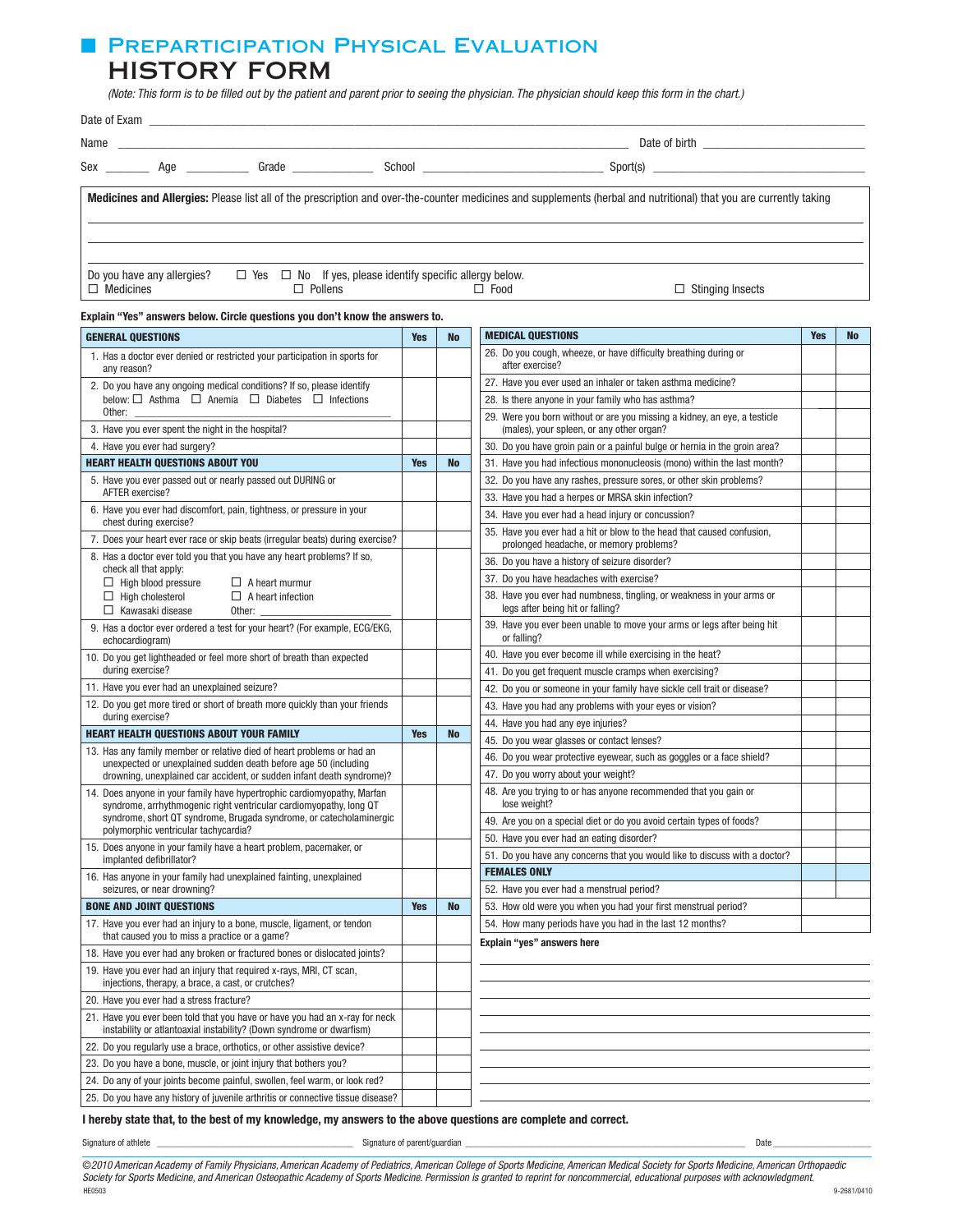# Preparticipation Physical Evaluation
## HISTORY FORM

*(Note: This form is to be filled out by the patient and parent prior to seeing the physician. The physician should keep this form in the chart.)*

Date of Exam ______________________________

Name ______________________________ Date of birth ______________

Sex ______ Age ________ Grade ________ School ______________ Sport(s) ______________

**Medicines and Allergies:** Please list all of the prescription and over-the-counter medicines and supplements (herbal and nutritional) that you are currently taking

______________________________

______________________________

______________________________

Do you have any allergies? ☐ Yes ☐ No If yes, please identify specific allergy below.
☐ Medicines ☐ Pollens ☐ Food ☐ Stinging Insects

**Explain "Yes" answers below. Circle questions you don't know the answers to.**

| GENERAL QUESTIONS | Yes | No |
|---|---|---|
| 1. Has a doctor ever denied or restricted your participation in sports for any reason? | | |
| 2. Do you have any ongoing medical conditions? If so, please identify below: ☐ Asthma ☐ Anemia ☐ Diabetes ☐ Infections Other: ______ | | |
| 3. Have you ever spent the night in the hospital? | | |
| 4. Have you ever had surgery? | | |
| **HEART HEALTH QUESTIONS ABOUT YOU** | **Yes** | **No** |
| 5. Have you ever passed out or nearly passed out DURING or AFTER exercise? | | |
| 6. Have you ever had discomfort, pain, tightness, or pressure in your chest during exercise? | | |
| 7. Does your heart ever race or skip beats (irregular beats) during exercise? | | |
| 8. Has a doctor ever told you that you have any heart problems? If so, check all that apply: ☐ High blood pressure ☐ A heart murmur ☐ High cholesterol ☐ A heart infection ☐ Kawasaki disease Other: ______ | | |
| 9. Has a doctor ever ordered a test for your heart? (For example, ECG/EKG, echocardiogram) | | |
| 10. Do you get lightheaded or feel more short of breath than expected during exercise? | | |
| 11. Have you ever had an unexplained seizure? | | |
| 12. Do you get more tired or short of breath more quickly than your friends during exercise? | | |
| **HEART HEALTH QUESTIONS ABOUT YOUR FAMILY** | **Yes** | **No** |
| 13. Has any family member or relative died of heart problems or had an unexpected or unexplained sudden death before age 50 (including drowning, unexplained car accident, or sudden infant death syndrome)? | | |
| 14. Does anyone in your family have hypertrophic cardiomyopathy, Marfan syndrome, arrhythmogenic right ventricular cardiomyopathy, long QT syndrome, short QT syndrome, Brugada syndrome, or catecholaminergic polymorphic ventricular tachycardia? | | |
| 15. Does anyone in your family have a heart problem, pacemaker, or implanted defibrillator? | | |
| 16. Has anyone in your family had unexplained fainting, unexplained seizures, or near drowning? | | |
| **BONE AND JOINT QUESTIONS** | **Yes** | **No** |
| 17. Have you ever had an injury to a bone, muscle, ligament, or tendon that caused you to miss a practice or a game? | | |
| 18. Have you ever had any broken or fractured bones or dislocated joints? | | |
| 19. Have you ever had an injury that required x-rays, MRI, CT scan, injections, therapy, a brace, a cast, or crutches? | | |
| 20. Have you ever had a stress fracture? | | |
| 21. Have you ever been told that you have or have you had an x-ray for neck instability or atlantoaxial instability? (Down syndrome or dwarfism) | | |
| 22. Do you regularly use a brace, orthotics, or other assistive device? | | |
| 23. Do you have a bone, muscle, or joint injury that bothers you? | | |
| 24. Do any of your joints become painful, swollen, feel warm, or look red? | | |
| 25. Do you have any history of juvenile arthritis or connective tissue disease? | | |

| MEDICAL QUESTIONS | Yes | No |
|---|---|---|
| 26. Do you cough, wheeze, or have difficulty breathing during or after exercise? | | |
| 27. Have you ever used an inhaler or taken asthma medicine? | | |
| 28. Is there anyone in your family who has asthma? | | |
| 29. Were you born without or are you missing a kidney, an eye, a testicle (males), your spleen, or any other organ? | | |
| 30. Do you have groin pain or a painful bulge or hernia in the groin area? | | |
| 31. Have you had infectious mononucleosis (mono) within the last month? | | |
| 32. Do you have any rashes, pressure sores, or other skin problems? | | |
| 33. Have you had a herpes or MRSA skin infection? | | |
| 34. Have you ever had a head injury or concussion? | | |
| 35. Have you ever had a hit or blow to the head that caused confusion, prolonged headache, or memory problems? | | |
| 36. Do you have a history of seizure disorder? | | |
| 37. Do you have headaches with exercise? | | |
| 38. Have you ever had numbness, tingling, or weakness in your arms or legs after being hit or falling? | | |
| 39. Have you ever been unable to move your arms or legs after being hit or falling? | | |
| 40. Have you ever become ill while exercising in the heat? | | |
| 41. Do you get frequent muscle cramps when exercising? | | |
| 42. Do you or someone in your family have sickle cell trait or disease? | | |
| 43. Have you had any problems with your eyes or vision? | | |
| 44. Have you had any eye injuries? | | |
| 45. Do you wear glasses or contact lenses? | | |
| 46. Do you wear protective eyewear, such as goggles or a face shield? | | |
| 47. Do you worry about your weight? | | |
| 48. Are you trying to or has anyone recommended that you gain or lose weight? | | |
| 49. Are you on a special diet or do you avoid certain types of foods? | | |
| 50. Have you ever had an eating disorder? | | |
| 51. Do you have any concerns that you would like to discuss with a doctor? | | |
| **FEMALES ONLY** | | |
| 52. Have you ever had a menstrual period? | | |
| 53. How old were you when you had your first menstrual period? | | |
| 54. How many periods have you had in the last 12 months? | | |

**Explain "yes" answers here**

______________________________

______________________________

______________________________

______________________________

______________________________

______________________________

______________________________

______________________________

______________________________

**I hereby state that, to the best of my knowledge, my answers to the above questions are complete and correct.**

Signature of athlete ______________ Signature of parent/guardian ______________ Date ______________

*©2010 American Academy of Family Physicians, American Academy of Pediatrics, American College of Sports Medicine, American Medical Society for Sports Medicine, American Orthopaedic Society for Sports Medicine, and American Osteopathic Academy of Sports Medicine. Permission is granted to reprint for noncommercial, educational purposes with acknowledgment.*

HE0503 9-2681/0410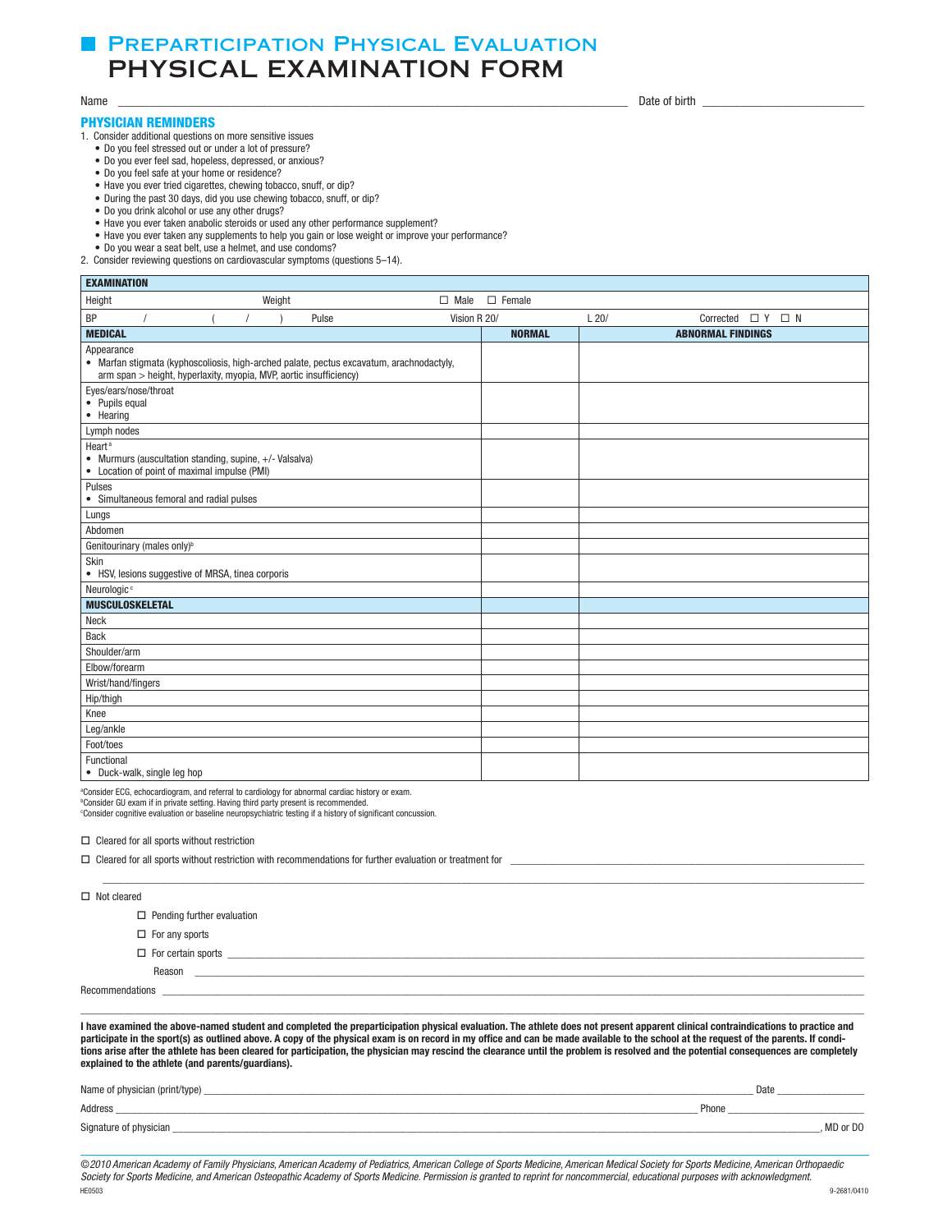# Preparticipation Physical Evaluation
# PHYSICAL EXAMINATION FORM

Name ______________________________________________ Date of birth ____________________

## PHYSICIAN REMINDERS

1. Consider additional questions on more sensitive issues
   - Do you feel stressed out or under a lot of pressure?
   - Do you ever feel sad, hopeless, depressed, or anxious?
   - Do you feel safe at your home or residence?
   - Have you ever tried cigarettes, chewing tobacco, snuff, or dip?
   - During the past 30 days, did you use chewing tobacco, snuff, or dip?
   - Do you drink alcohol or use any other drugs?
   - Have you ever taken anabolic steroids or used any other performance supplement?
   - Have you ever taken any supplements to help you gain or lose weight or improve your performance?
   - Do you wear a seat belt, use a helmet, and use condoms?
2. Consider reviewing questions on cardiovascular symptoms (questions 5–14).

| **EXAMINATION** | | | |
|---|---|---|---|
| Height Weight | ☐ Male ☐ Female | | |
| BP / ( / ) Pulse | Vision R 20/ | L 20/ | Corrected ☐ Y ☐ N |

| **MEDICAL** | **NORMAL** | **ABNORMAL FINDINGS** |
|---|---|---|
| Appearance<br>• Marfan stigmata (kyphoscoliosis, high-arched palate, pectus excavatum, arachnodactyly, arm span > height, hyperlaxity, myopia, MVP, aortic insufficiency) | | |
| Eyes/ears/nose/throat<br>• Pupils equal<br>• Hearing | | |
| Lymph nodes | | |
| Heart[a]<br>• Murmurs (auscultation standing, supine, +/- Valsalva)<br>• Location of point of maximal impulse (PMI) | | |
| Pulses<br>• Simultaneous femoral and radial pulses | | |
| Lungs | | |
| Abdomen | | |
| Genitourinary (males only)[b] | | |
| Skin<br>• HSV, lesions suggestive of MRSA, tinea corporis | | |
| Neurologic[c] | | |
| **MUSCULOSKELETAL** | | |
| Neck | | |
| Back | | |
| Shoulder/arm | | |
| Elbow/forearm | | |
| Wrist/hand/fingers | | |
| Hip/thigh | | |
| Knee | | |
| Leg/ankle | | |
| Foot/toes | | |
| Functional<br>• Duck-walk, single leg hop | | |

[a]Consider ECG, echocardiogram, and referral to cardiology for abnormal cardiac history or exam.
[b]Consider GU exam if in private setting. Having third party present is recommended.
[c]Consider cognitive evaluation or baseline neuropsychiatric testing if a history of significant concussion.

☐ Cleared for all sports without restriction

☐ Cleared for all sports without restriction with recommendations for further evaluation or treatment for ______________________________

______________________________________________________________________

☐ Not cleared

- ☐ Pending further evaluation
- ☐ For any sports
- ☐ For certain sports ______________________________

  Reason ______________________________

Recommendations ______________________________

______________________________________________________________________

**I have examined the above-named student and completed the preparticipation physical evaluation. The athlete does not present apparent clinical contraindications to practice and participate in the sport(s) as outlined above. A copy of the physical exam is on record in my office and can be made available to the school at the request of the parents. If conditions arise after the athlete has been cleared for participation, the physician may rescind the clearance until the problem is resolved and the potential consequences are completely explained to the athlete (and parents/guardians).**

Name of physician (print/type) ______________________________ Date ____________

Address ______________________________ Phone ____________

Signature of physician ______________________________, MD or DO

*©2010 American Academy of Family Physicians, American Academy of Pediatrics, American College of Sports Medicine, American Medical Society for Sports Medicine, American Orthopaedic Society for Sports Medicine, and American Osteopathic Academy of Sports Medicine. Permission is granted to reprint for noncommercial, educational purposes with acknowledgment.*

HE0503 9-2681/0410